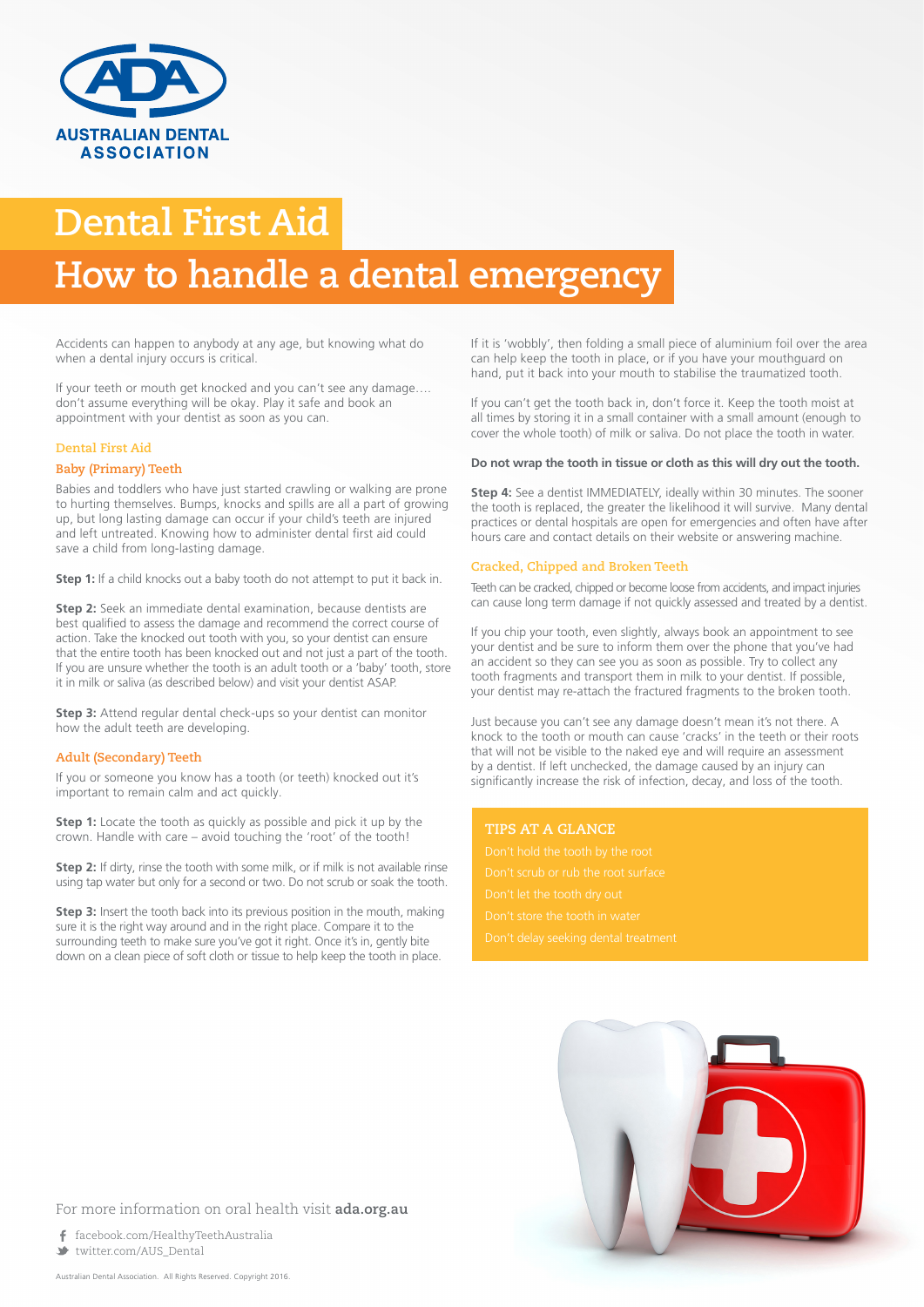AUSTRALIAN DENTAL ASSOCIATION

# Dental First Aid

# How to handle a dental emergency

Accidents can happen to anybody at any age, but knowing what do when a dental injury occurs is critical.

If your teeth or mouth get knocked and you can't see any damage…. don't assume everything will be okay. Play it safe and book an appointment with your dentist as soon as you can.

## Dental First Aid

### Baby (Primary) Teeth

Babies and toddlers who have just started crawling or walking are prone to hurting themselves. Bumps, knocks and spills are all a part of growing up, but long lasting damage can occur if your child's teeth are injured and left untreated. Knowing how to administer dental first aid could save a child from long-lasting damage.

**Step 1:** If a child knocks out a baby tooth do not attempt to put it back in.

**Step 2:** Seek an immediate dental examination, because dentists are best qualified to assess the damage and recommend the correct course of action. Take the knocked out tooth with you, so your dentist can ensure that the entire tooth has been knocked out and not just a part of the tooth. If you are unsure whether the tooth is an adult tooth or a 'baby' tooth, store it in milk or saliva (as described below) and visit your dentist ASAP.

**Step 3:** Attend regular dental check-ups so your dentist can monitor how the adult teeth are developing.

### Adult (Secondary) Teeth

If you or someone you know has a tooth (or teeth) knocked out it's important to remain calm and act quickly.

**Step 1:** Locate the tooth as quickly as possible and pick it up by the crown. Handle with care – avoid touching the 'root' of the tooth!

**Step 2:** If dirty, rinse the tooth with some milk, or if milk is not available rinse using tap water but only for a second or two. Do not scrub or soak the tooth.

**Step 3:** Insert the tooth back into its previous position in the mouth, making sure it is the right way around and in the right place. Compare it to the surrounding teeth to make sure you've got it right. Once it's in, gently bite down on a clean piece of soft cloth or tissue to help keep the tooth in place.

If it is 'wobbly', then folding a small piece of aluminium foil over the area can help keep the tooth in place, or if you have your mouthguard on hand, put it back into your mouth to stabilise the traumatized tooth.

If you can't get the tooth back in, don't force it. Keep the tooth moist at all times by storing it in a small container with a small amount (enough to cover the whole tooth) of milk or saliva. Do not place the tooth in water.

**Do not wrap the tooth in tissue or cloth as this will dry out the tooth.**

**Step 4:** See a dentist IMMEDIATELY, ideally within 30 minutes. The sooner the tooth is replaced, the greater the likelihood it will survive. Many dental practices or dental hospitals are open for emergencies and often have after hours care and contact details on their website or answering machine.

### Cracked, Chipped and Broken Teeth

Teeth can be cracked, chipped or become loose from accidents, and impact injuries can cause long term damage if not quickly assessed and treated by a dentist.

If you chip your tooth, even slightly, always book an appointment to see your dentist and be sure to inform them over the phone that you've had an accident so they can see you as soon as possible. Try to collect any tooth fragments and transport them in milk to your dentist. If possible, your dentist may re-attach the fractured fragments to the broken tooth.

Just because you can't see any damage doesn't mean it's not there. A knock to the tooth or mouth can cause 'cracks' in the teeth or their roots that will not be visible to the naked eye and will require an assessment by a dentist. If left unchecked, the damage caused by an injury can significantly increase the risk of infection, decay, and loss of the tooth.

### TIPS AT A GLANCE

- Don't hold the tooth by the root
- Don't scrub or rub the root surface
- Don't let the tooth dry out
- Don't store the tooth in water
- Don't delay seeking dental treatment

For more information on oral health visit **ada.org.au**

facebook.com/HealthyTeethAustralia
twitter.com/AUS_Dental

Australian Dental Association. All Rights Reserved. Copyright 2016.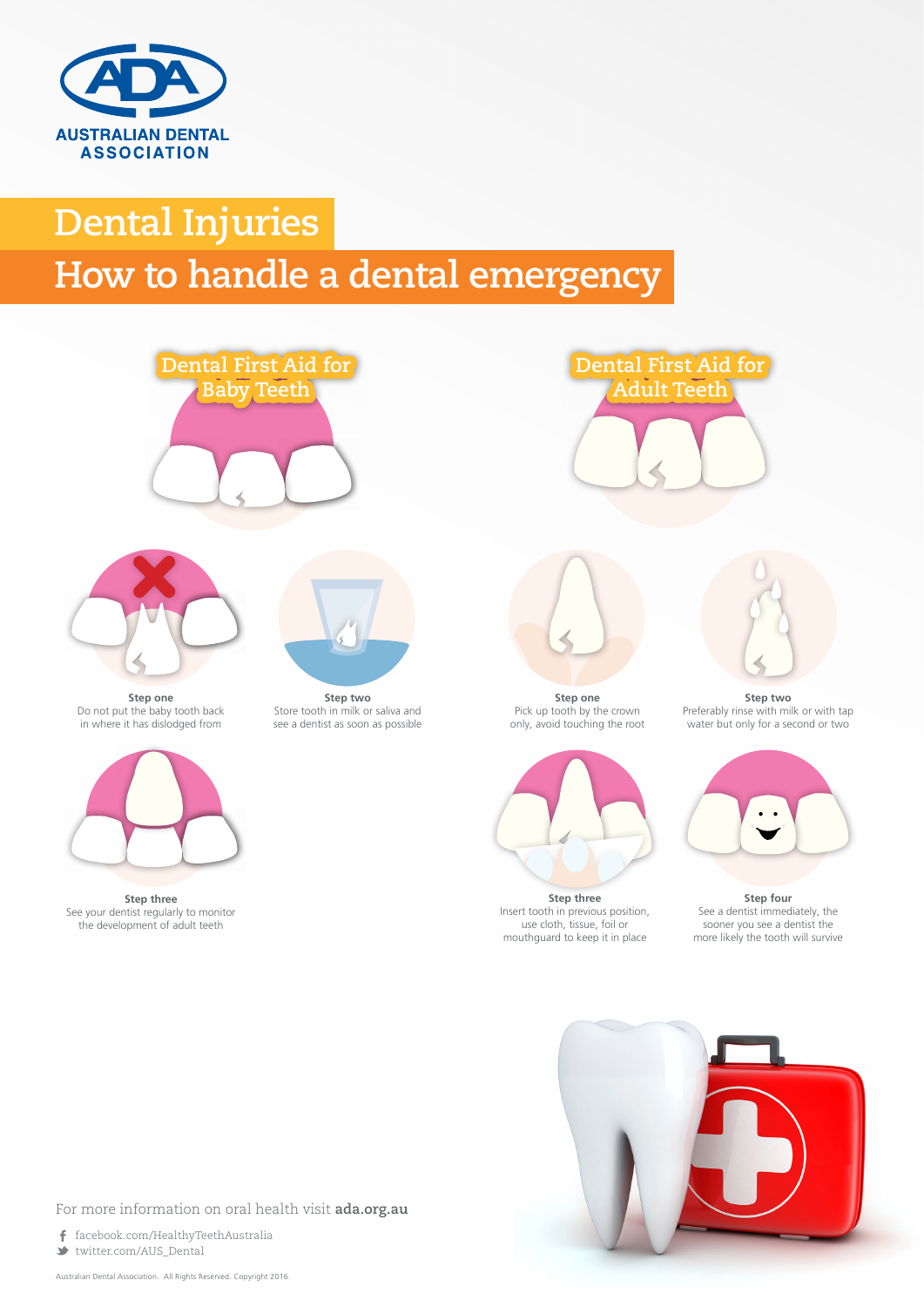AUSTRALIAN DENTAL ASSOCIATION

# Dental Injuries

## How to handle a dental emergency

### Dental First Aid for Baby Teeth

**Step one**
Do not put the baby tooth back in where it has dislodged from

**Step two**
Store tooth in milk or saliva and see a dentist as soon as possible

**Step three**
See your dentist regularly to monitor the development of adult teeth

### Dental First Aid for Adult Teeth

**Step one**
Pick up tooth by the crown only, avoid touching the root

**Step two**
Preferably rinse with milk or with tap water but only for a second or two

**Step three**
Insert tooth in previous position, use cloth, tissue, foil or mouthguard to keep it in place

**Step four**
See a dentist immediately, the sooner you see a dentist the more likely the tooth will survive

For more information on oral health visit **ada.org.au**

facebook.com/HealthyTeethAustralia
twitter.com/AUS_Dental

Australian Dental Association. All Rights Reserved. Copyright 2016.